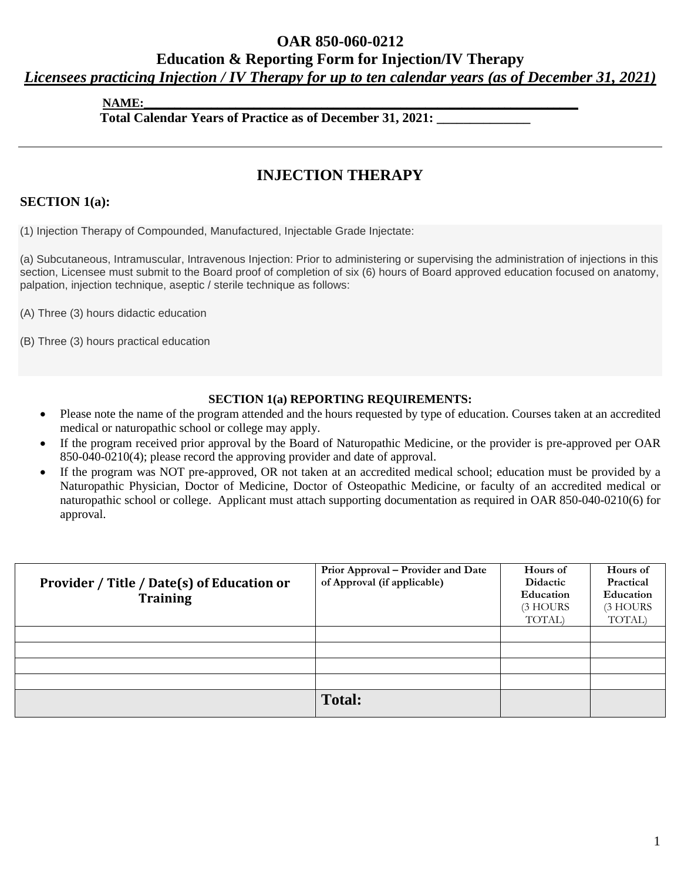# OAR 850-060-0212

## Education & Reporting Form for Injection/IV Therapy

***Licensees practicing Injection / IV Therapy for up to ten calendar years (as of December 31, 2021)***

**NAME:\_\_\_\_\_\_\_\_\_\_\_\_\_\_\_\_\_\_\_\_\_\_\_\_\_\_\_\_\_\_\_\_\_\_\_\_\_\_\_\_\_\_\_\_\_\_\_\_\_\_\_\_\_\_\_\_\_\_\_\_\_\_**

**Total Calendar Years of Practice as of December 31, 2021: \_\_\_\_\_\_\_\_\_\_\_\_\_\_**

---

## INJECTION THERAPY

### SECTION 1(a):

(1) Injection Therapy of Compounded, Manufactured, Injectable Grade Injectate:

(a) Subcutaneous, Intramuscular, Intravenous Injection: Prior to administering or supervising the administration of injections in this section, Licensee must submit to the Board proof of completion of six (6) hours of Board approved education focused on anatomy, palpation, injection technique, aseptic / sterile technique as follows:

(A) Three (3) hours didactic education

(B) Three (3) hours practical education

**SECTION 1(a) REPORTING REQUIREMENTS:**

- Please note the name of the program attended and the hours requested by type of education. Courses taken at an accredited medical or naturopathic school or college may apply.
- If the program received prior approval by the Board of Naturopathic Medicine, or the provider is pre-approved per OAR 850-040-0210(4); please record the approving provider and date of approval.
- If the program was NOT pre-approved, OR not taken at an accredited medical school; education must be provided by a Naturopathic Physician, Doctor of Medicine, Doctor of Osteopathic Medicine, or faculty of an accredited medical or naturopathic school or college. Applicant must attach supporting documentation as required in OAR 850-040-0210(6) for approval.

| Provider / Title / Date(s) of Education or Training | Prior Approval – Provider and Date of Approval (if applicable) | Hours of Didactic Education (3 HOURS TOTAL) | Hours of Practical Education (3 HOURS TOTAL) |
|---|---|---|---|
| | | | |
| | | | |
| | | | |
| | | | |
| | **Total:** | | |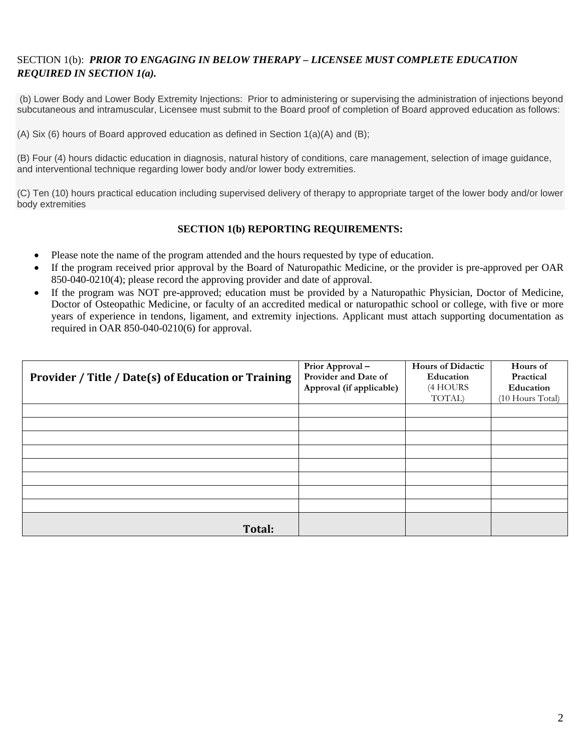SECTION 1(b): ***PRIOR TO ENGAGING IN BELOW THERAPY – LICENSEE MUST COMPLETE EDUCATION REQUIRED IN SECTION 1(a).***

(b) Lower Body and Lower Body Extremity Injections: Prior to administering or supervising the administration of injections beyond subcutaneous and intramuscular, Licensee must submit to the Board proof of completion of Board approved education as follows:

(A) Six (6) hours of Board approved education as defined in Section 1(a)(A) and (B);

(B) Four (4) hours didactic education in diagnosis, natural history of conditions, care management, selection of image guidance, and interventional technique regarding lower body and/or lower body extremities.

(C) Ten (10) hours practical education including supervised delivery of therapy to appropriate target of the lower body and/or lower body extremities

**SECTION 1(b) REPORTING REQUIREMENTS:**

- Please note the name of the program attended and the hours requested by type of education.
- If the program received prior approval by the Board of Naturopathic Medicine, or the provider is pre-approved per OAR 850-040-0210(4); please record the approving provider and date of approval.
- If the program was NOT pre-approved; education must be provided by a Naturopathic Physician, Doctor of Medicine, Doctor of Osteopathic Medicine, or faculty of an accredited medical or naturopathic school or college, with five or more years of experience in tendons, ligament, and extremity injections. Applicant must attach supporting documentation as required in OAR 850-040-0210(6) for approval.

| Provider / Title / Date(s) of Education or Training | Prior Approval – Provider and Date of Approval (if applicable) | Hours of Didactic Education (4 HOURS TOTAL) | Hours of Practical Education (10 Hours Total) |
|---|---|---|---|
| | | | |
| | | | |
| | | | |
| | | | |
| | | | |
| | | | |
| | | | |
| | | | |
| **Total:** | | | |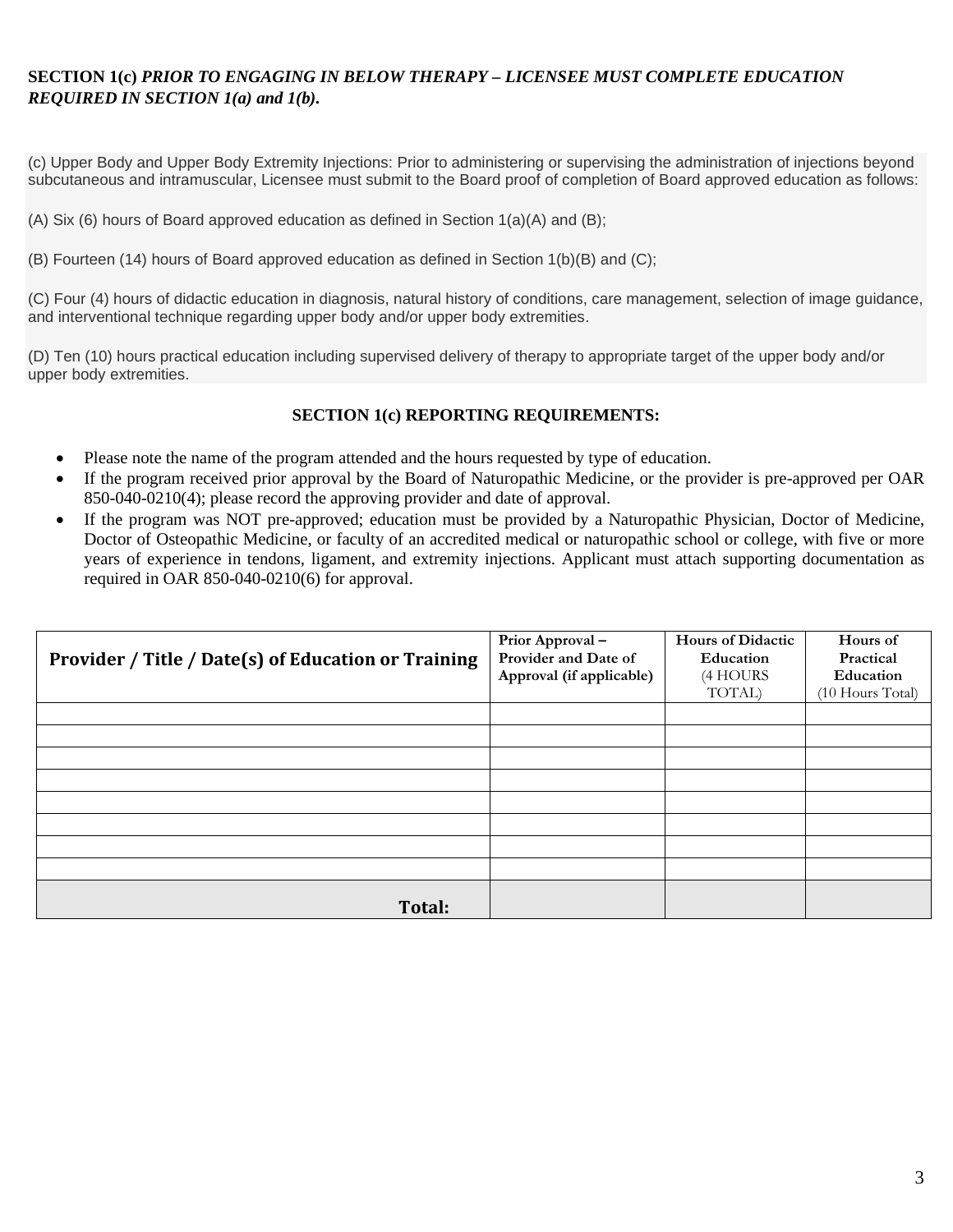**SECTION 1(c)** ***PRIOR TO ENGAGING IN BELOW THERAPY – LICENSEE MUST COMPLETE EDUCATION REQUIRED IN SECTION 1(a) and 1(b).***

(c) Upper Body and Upper Body Extremity Injections: Prior to administering or supervising the administration of injections beyond subcutaneous and intramuscular, Licensee must submit to the Board proof of completion of Board approved education as follows:

(A) Six (6) hours of Board approved education as defined in Section 1(a)(A) and (B);

(B) Fourteen (14) hours of Board approved education as defined in Section 1(b)(B) and (C);

(C) Four (4) hours of didactic education in diagnosis, natural history of conditions, care management, selection of image guidance, and interventional technique regarding upper body and/or upper body extremities.

(D) Ten (10) hours practical education including supervised delivery of therapy to appropriate target of the upper body and/or upper body extremities.

**SECTION 1(c) REPORTING REQUIREMENTS:**

- Please note the name of the program attended and the hours requested by type of education.
- If the program received prior approval by the Board of Naturopathic Medicine, or the provider is pre-approved per OAR 850-040-0210(4); please record the approving provider and date of approval.
- If the program was NOT pre-approved; education must be provided by a Naturopathic Physician, Doctor of Medicine, Doctor of Osteopathic Medicine, or faculty of an accredited medical or naturopathic school or college, with five or more years of experience in tendons, ligament, and extremity injections. Applicant must attach supporting documentation as required in OAR 850-040-0210(6) for approval.

| Provider / Title / Date(s) of Education or Training | Prior Approval – Provider and Date of Approval (if applicable) | Hours of Didactic Education (4 HOURS TOTAL) | Hours of Practical Education (10 Hours Total) |
|---|---|---|---|
| | | | |
| | | | |
| | | | |
| | | | |
| | | | |
| | | | |
| | | | |
| | | | |
| **Total:** | | | |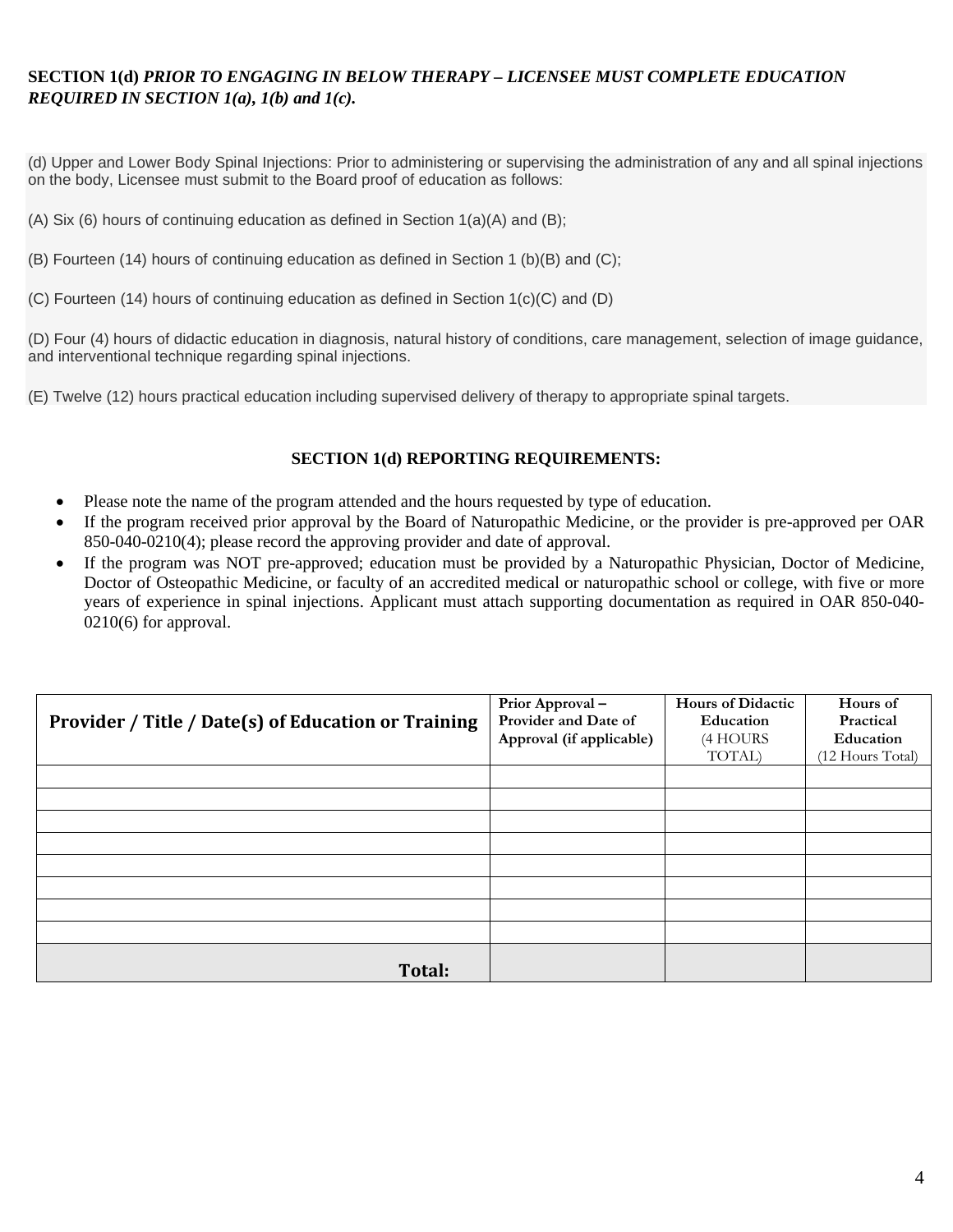**SECTION 1(d)** ***PRIOR TO ENGAGING IN BELOW THERAPY – LICENSEE MUST COMPLETE EDUCATION REQUIRED IN SECTION 1(a), 1(b) and 1(c).***

(d) Upper and Lower Body Spinal Injections: Prior to administering or supervising the administration of any and all spinal injections on the body, Licensee must submit to the Board proof of education as follows:

(A) Six (6) hours of continuing education as defined in Section 1(a)(A) and (B);

(B) Fourteen (14) hours of continuing education as defined in Section 1 (b)(B) and (C);

(C) Fourteen (14) hours of continuing education as defined in Section 1(c)(C) and (D)

(D) Four (4) hours of didactic education in diagnosis, natural history of conditions, care management, selection of image guidance, and interventional technique regarding spinal injections.

(E) Twelve (12) hours practical education including supervised delivery of therapy to appropriate spinal targets.

**SECTION 1(d) REPORTING REQUIREMENTS:**

- Please note the name of the program attended and the hours requested by type of education.
- If the program received prior approval by the Board of Naturopathic Medicine, or the provider is pre-approved per OAR 850-040-0210(4); please record the approving provider and date of approval.
- If the program was NOT pre-approved; education must be provided by a Naturopathic Physician, Doctor of Medicine, Doctor of Osteopathic Medicine, or faculty of an accredited medical or naturopathic school or college, with five or more years of experience in spinal injections. Applicant must attach supporting documentation as required in OAR 850-040-0210(6) for approval.

| Provider / Title / Date(s) of Education or Training | Prior Approval – Provider and Date of Approval (if applicable) | Hours of Didactic Education (4 HOURS TOTAL) | Hours of Practical Education (12 Hours Total) |
|---|---|---|---|
| | | | |
| | | | |
| | | | |
| | | | |
| | | | |
| | | | |
| | | | |
| | | | |
| **Total:** | | | |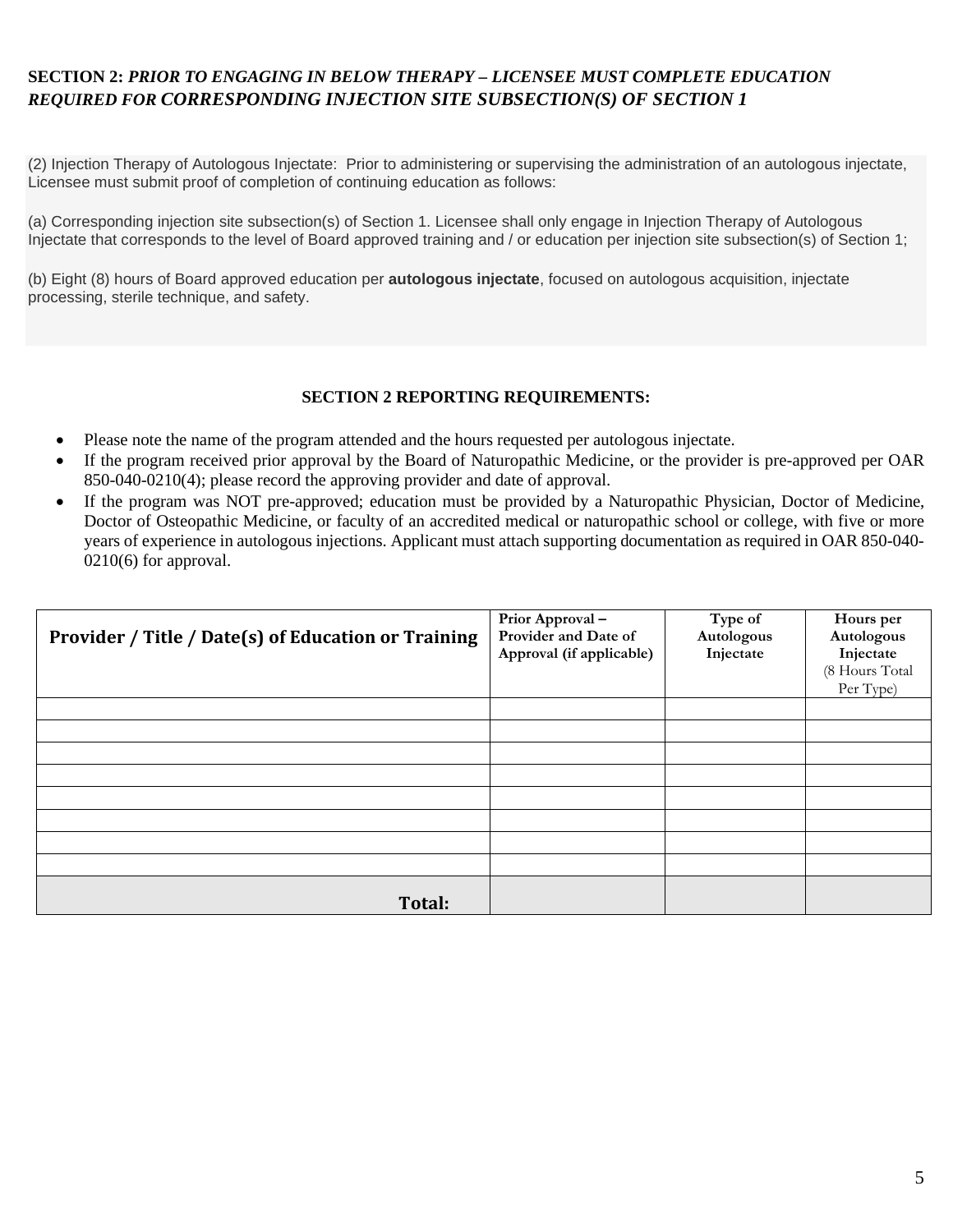**SECTION 2:** ***PRIOR TO ENGAGING IN BELOW THERAPY – LICENSEE MUST COMPLETE EDUCATION REQUIRED FOR CORRESPONDING INJECTION SITE SUBSECTION(S) OF SECTION 1***

(2) Injection Therapy of Autologous Injectate: Prior to administering or supervising the administration of an autologous injectate, Licensee must submit proof of completion of continuing education as follows:

(a) Corresponding injection site subsection(s) of Section 1. Licensee shall only engage in Injection Therapy of Autologous Injectate that corresponds to the level of Board approved training and / or education per injection site subsection(s) of Section 1;

(b) Eight (8) hours of Board approved education per **autologous injectate**, focused on autologous acquisition, injectate processing, sterile technique, and safety.

**SECTION 2 REPORTING REQUIREMENTS:**

- Please note the name of the program attended and the hours requested per autologous injectate.
- If the program received prior approval by the Board of Naturopathic Medicine, or the provider is pre-approved per OAR 850-040-0210(4); please record the approving provider and date of approval.
- If the program was NOT pre-approved; education must be provided by a Naturopathic Physician, Doctor of Medicine, Doctor of Osteopathic Medicine, or faculty of an accredited medical or naturopathic school or college, with five or more years of experience in autologous injections. Applicant must attach supporting documentation as required in OAR 850-040-0210(6) for approval.

| Provider / Title / Date(s) of Education or Training | Prior Approval – Provider and Date of Approval (if applicable) | Type of Autologous Injectate | Hours per Autologous Injectate (8 Hours Total Per Type) |
|---|---|---|---|
| | | | |
| | | | |
| | | | |
| | | | |
| | | | |
| | | | |
| | | | |
| | | | |
| **Total:** | | | |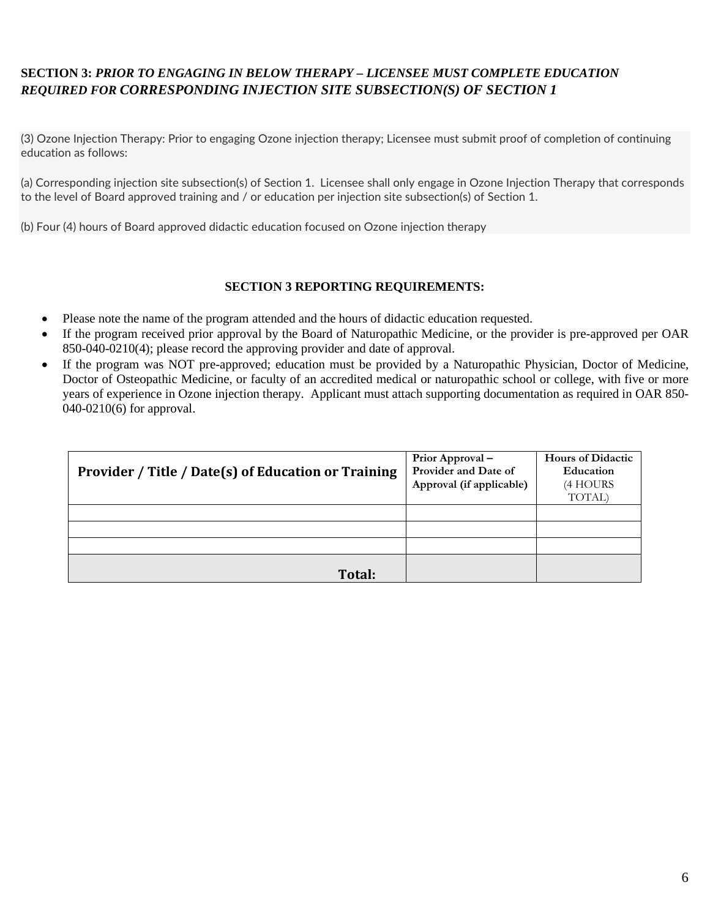**SECTION 3:** ***PRIOR TO ENGAGING IN BELOW THERAPY – LICENSEE MUST COMPLETE EDUCATION REQUIRED FOR CORRESPONDING INJECTION SITE SUBSECTION(S) OF SECTION 1***

(3) Ozone Injection Therapy: Prior to engaging Ozone injection therapy; Licensee must submit proof of completion of continuing education as follows:

(a) Corresponding injection site subsection(s) of Section 1. Licensee shall only engage in Ozone Injection Therapy that corresponds to the level of Board approved training and / or education per injection site subsection(s) of Section 1.

(b) Four (4) hours of Board approved didactic education focused on Ozone injection therapy

**SECTION 3 REPORTING REQUIREMENTS:**

- Please note the name of the program attended and the hours of didactic education requested.
- If the program received prior approval by the Board of Naturopathic Medicine, or the provider is pre-approved per OAR 850-040-0210(4); please record the approving provider and date of approval.
- If the program was NOT pre-approved; education must be provided by a Naturopathic Physician, Doctor of Medicine, Doctor of Osteopathic Medicine, or faculty of an accredited medical or naturopathic school or college, with five or more years of experience in Ozone injection therapy. Applicant must attach supporting documentation as required in OAR 850-040-0210(6) for approval.

| Provider / Title / Date(s) of Education or Training | Prior Approval – Provider and Date of Approval (if applicable) | Hours of Didactic Education (4 HOURS TOTAL) |
|---|---|---|
| | | |
| | | |
| | | |
| **Total:** | | |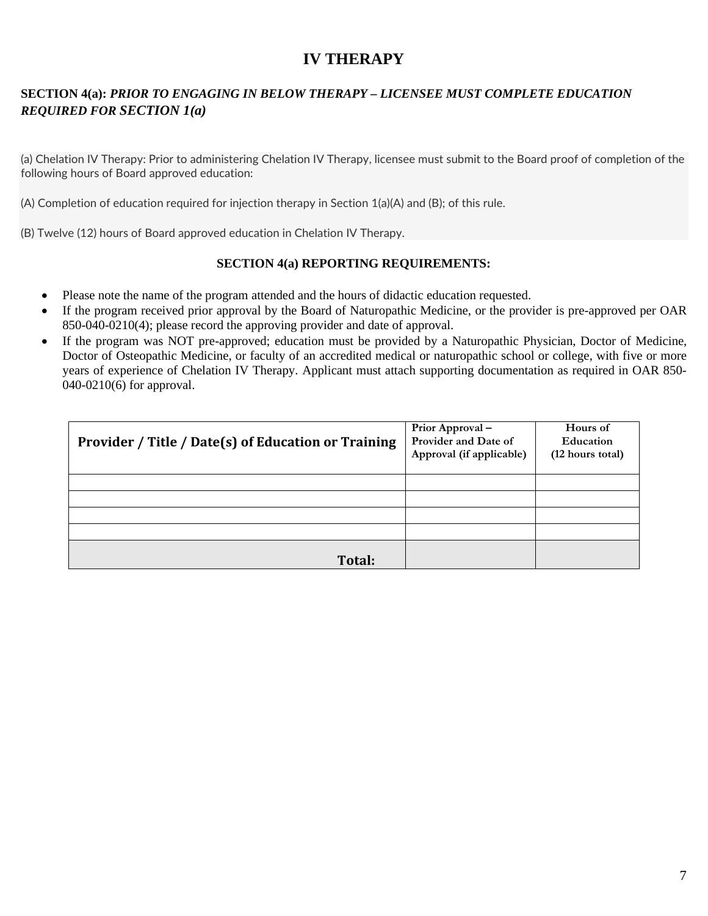# IV THERAPY

**SECTION 4(a):** ***PRIOR TO ENGAGING IN BELOW THERAPY – LICENSEE MUST COMPLETE EDUCATION REQUIRED FOR SECTION 1(a)***

(a) Chelation IV Therapy: Prior to administering Chelation IV Therapy, licensee must submit to the Board proof of completion of the following hours of Board approved education:

(A) Completion of education required for injection therapy in Section 1(a)(A) and (B); of this rule.

(B) Twelve (12) hours of Board approved education in Chelation IV Therapy.

**SECTION 4(a) REPORTING REQUIREMENTS:**

- Please note the name of the program attended and the hours of didactic education requested.
- If the program received prior approval by the Board of Naturopathic Medicine, or the provider is pre-approved per OAR 850-040-0210(4); please record the approving provider and date of approval.
- If the program was NOT pre-approved; education must be provided by a Naturopathic Physician, Doctor of Medicine, Doctor of Osteopathic Medicine, or faculty of an accredited medical or naturopathic school or college, with five or more years of experience of Chelation IV Therapy. Applicant must attach supporting documentation as required in OAR 850-040-0210(6) for approval.

| Provider / Title / Date(s) of Education or Training | Prior Approval – Provider and Date of Approval (if applicable) | Hours of Education (12 hours total) |
|---|---|---|
| | | |
| | | |
| | | |
| | | |
| **Total:** | | |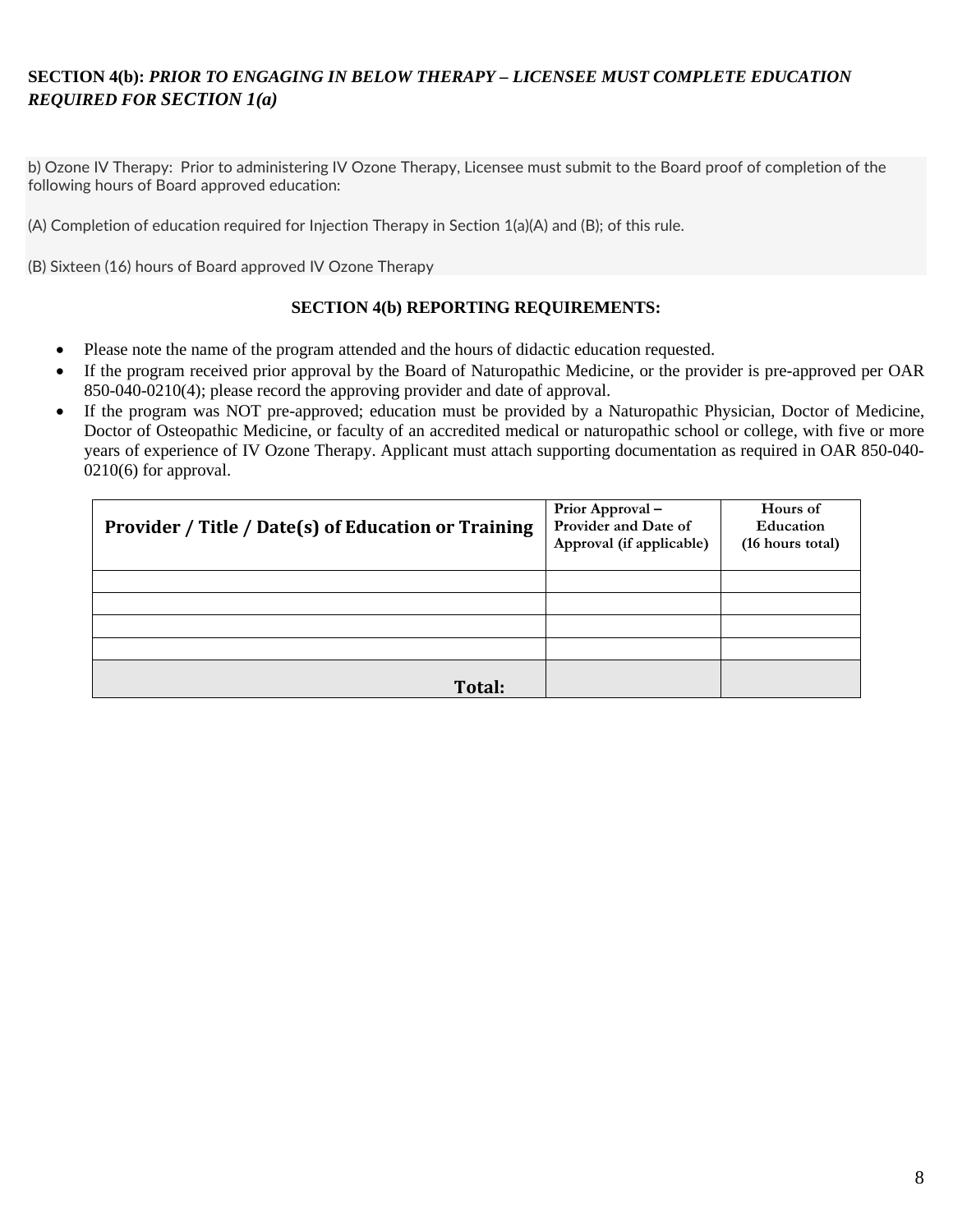**SECTION 4(b):** ***PRIOR TO ENGAGING IN BELOW THERAPY – LICENSEE MUST COMPLETE EDUCATION REQUIRED FOR SECTION 1(a)***

b) Ozone IV Therapy: Prior to administering IV Ozone Therapy, Licensee must submit to the Board proof of completion of the following hours of Board approved education:

(A) Completion of education required for Injection Therapy in Section 1(a)(A) and (B); of this rule.

(B) Sixteen (16) hours of Board approved IV Ozone Therapy

**SECTION 4(b) REPORTING REQUIREMENTS:**

- Please note the name of the program attended and the hours of didactic education requested.
- If the program received prior approval by the Board of Naturopathic Medicine, or the provider is pre-approved per OAR 850-040-0210(4); please record the approving provider and date of approval.
- If the program was NOT pre-approved; education must be provided by a Naturopathic Physician, Doctor of Medicine, Doctor of Osteopathic Medicine, or faculty of an accredited medical or naturopathic school or college, with five or more years of experience of IV Ozone Therapy. Applicant must attach supporting documentation as required in OAR 850-040-0210(6) for approval.

| Provider / Title / Date(s) of Education or Training | Prior Approval – Provider and Date of Approval (if applicable) | Hours of Education (16 hours total) |
|---|---|---|
| | | |
| | | |
| | | |
| | | |
| **Total:** | | |